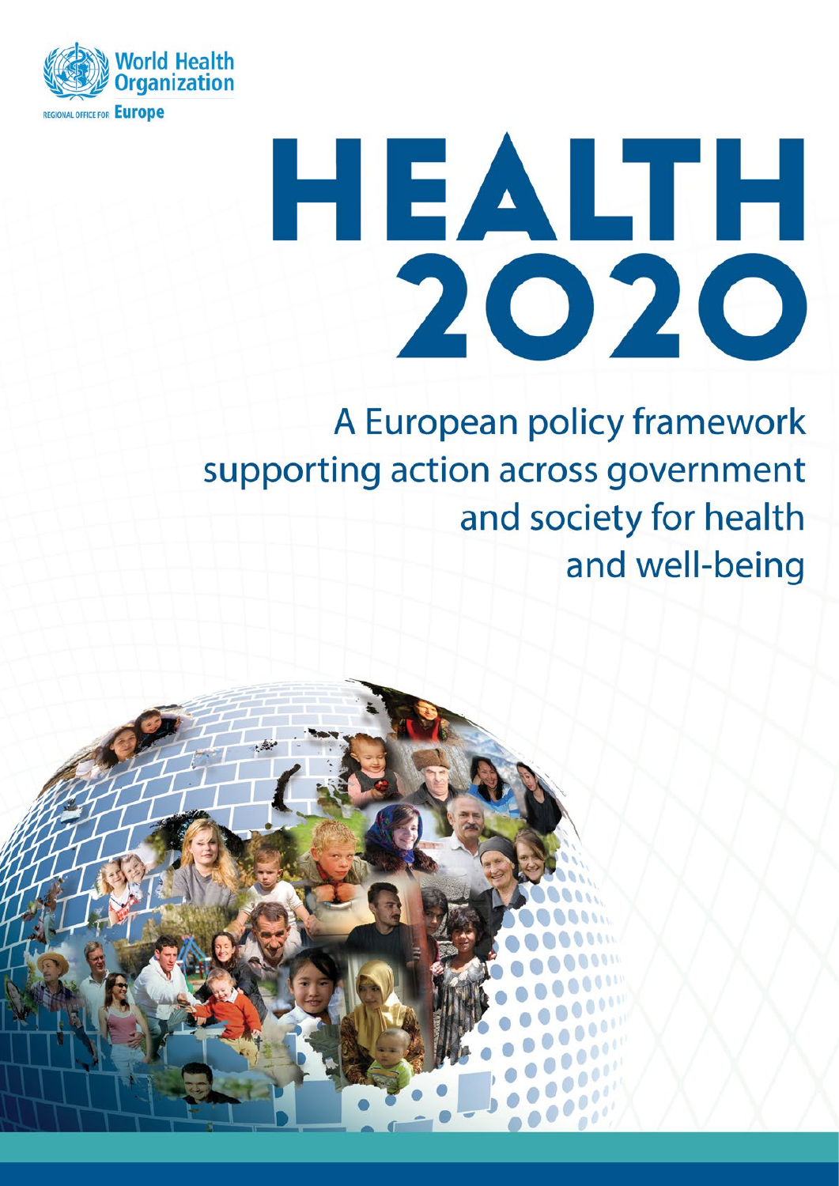World Health Organization

REGIONAL OFFICE FOR Europe

# HEALTH 2020

## A European policy framework supporting action across government and society for health and well-being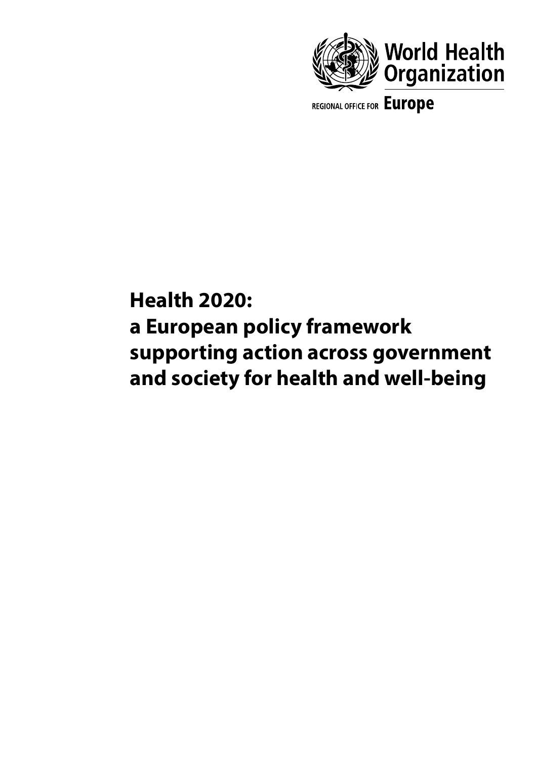World Health Organization

REGIONAL OFFICE FOR **Europe**

# Health 2020: a European policy framework supporting action across government and society for health and well-being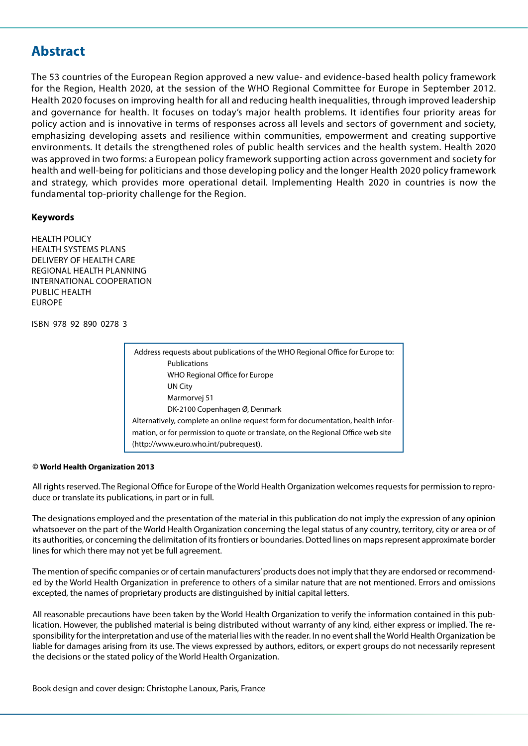# Abstract

The 53 countries of the European Region approved a new value- and evidence-based health policy framework for the Region, Health 2020, at the session of the WHO Regional Committee for Europe in September 2012. Health 2020 focuses on improving health for all and reducing health inequalities, through improved leadership and governance for health. It focuses on today's major health problems. It identifies four priority areas for policy action and is innovative in terms of responses across all levels and sectors of government and society, emphasizing developing assets and resilience within communities, empowerment and creating supportive environments. It details the strengthened roles of public health services and the health system. Health 2020 was approved in two forms: a European policy framework supporting action across government and society for health and well-being for politicians and those developing policy and the longer Health 2020 policy framework and strategy, which provides more operational detail. Implementing Health 2020 in countries is now the fundamental top-priority challenge for the Region.

**Keywords**

HEALTH POLICY
HEALTH SYSTEMS PLANS
DELIVERY OF HEALTH CARE
REGIONAL HEALTH PLANNING
INTERNATIONAL COOPERATION
PUBLIC HEALTH
EUROPE

ISBN 978 92 890 0278 3

Address requests about publications of the WHO Regional Office for Europe to:
Publications
WHO Regional Office for Europe
UN City
Marmorvej 51
DK-2100 Copenhagen Ø, Denmark
Alternatively, complete an online request form for documentation, health information, or for permission to quote or translate, on the Regional Office web site (http://www.euro.who.int/pubrequest).

**© World Health Organization 2013**

All rights reserved. The Regional Office for Europe of the World Health Organization welcomes requests for permission to reproduce or translate its publications, in part or in full.

The designations employed and the presentation of the material in this publication do not imply the expression of any opinion whatsoever on the part of the World Health Organization concerning the legal status of any country, territory, city or area or of its authorities, or concerning the delimitation of its frontiers or boundaries. Dotted lines on maps represent approximate border lines for which there may not yet be full agreement.

The mention of specific companies or of certain manufacturers' products does not imply that they are endorsed or recommended by the World Health Organization in preference to others of a similar nature that are not mentioned. Errors and omissions excepted, the names of proprietary products are distinguished by initial capital letters.

All reasonable precautions have been taken by the World Health Organization to verify the information contained in this publication. However, the published material is being distributed without warranty of any kind, either express or implied. The responsibility for the interpretation and use of the material lies with the reader. In no event shall the World Health Organization be liable for damages arising from its use. The views expressed by authors, editors, or expert groups do not necessarily represent the decisions or the stated policy of the World Health Organization.

Book design and cover design: Christophe Lanoux, Paris, France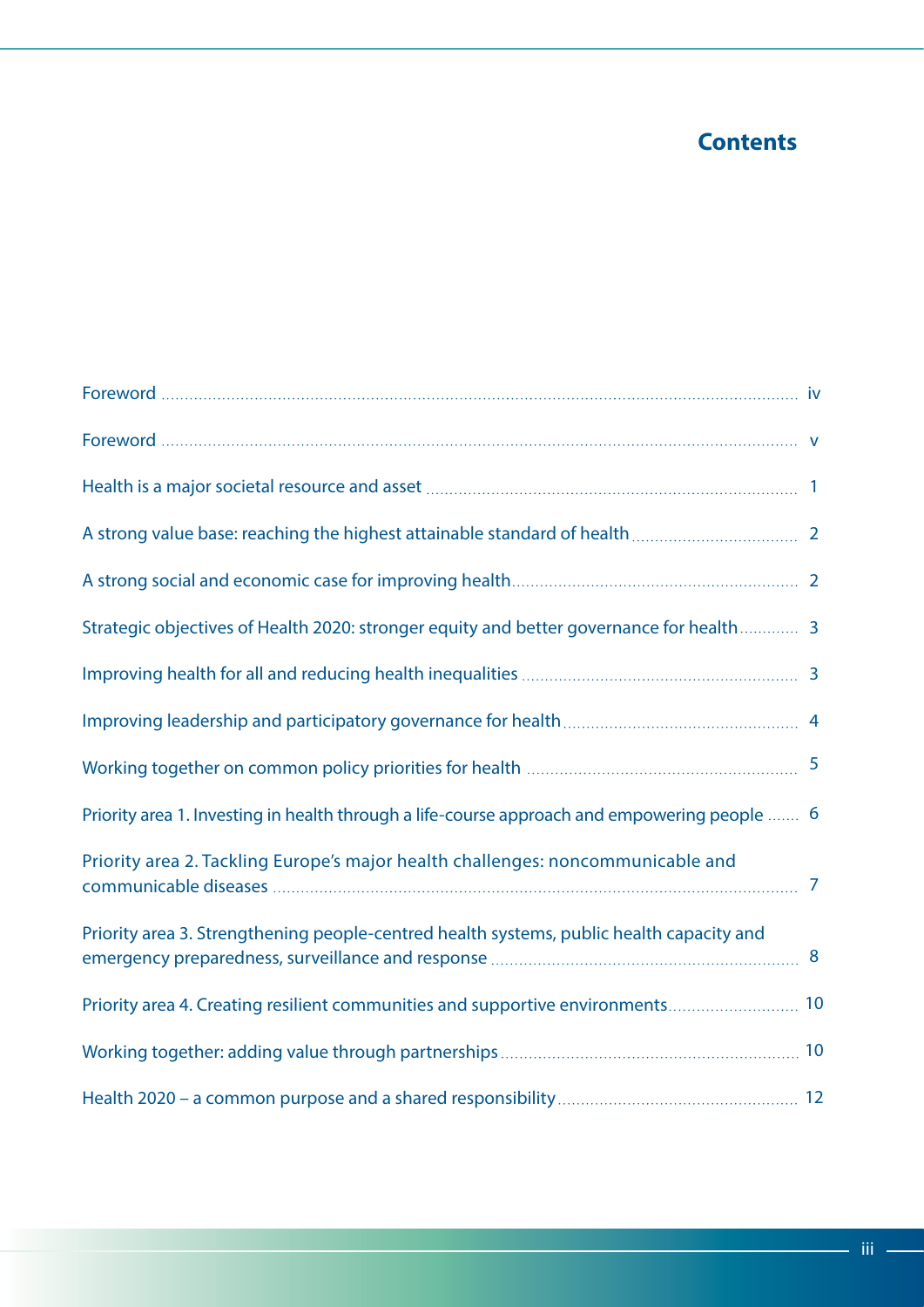# Contents

| | |
|---|---|
| Foreword | iv |
| Foreword | v |
| Health is a major societal resource and asset | 1 |
| A strong value base: reaching the highest attainable standard of health | 2 |
| A strong social and economic case for improving health | 2 |
| Strategic objectives of Health 2020: stronger equity and better governance for health | 3 |
| Improving health for all and reducing health inequalities | 3 |
| Improving leadership and participatory governance for health | 4 |
| Working together on common policy priorities for health | 5 |
| Priority area 1. Investing in health through a life-course approach and empowering people | 6 |
| Priority area 2. Tackling Europe's major health challenges: noncommunicable and communicable diseases | 7 |
| Priority area 3. Strengthening people-centred health systems, public health capacity and emergency preparedness, surveillance and response | 8 |
| Priority area 4. Creating resilient communities and supportive environments | 10 |
| Working together: adding value through partnerships | 10 |
| Health 2020 – a common purpose and a shared responsibility | 12 |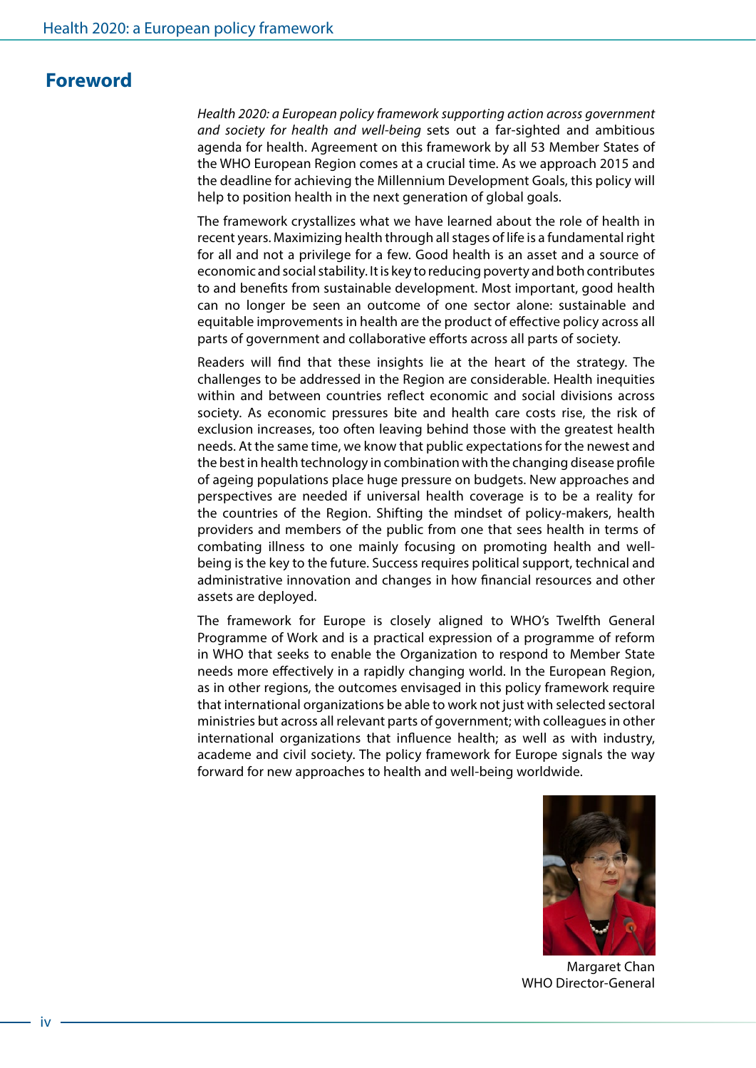# Foreword

*Health 2020: a European policy framework supporting action across government and society for health and well-being* sets out a far-sighted and ambitious agenda for health. Agreement on this framework by all 53 Member States of the WHO European Region comes at a crucial time. As we approach 2015 and the deadline for achieving the Millennium Development Goals, this policy will help to position health in the next generation of global goals.

The framework crystallizes what we have learned about the role of health in recent years. Maximizing health through all stages of life is a fundamental right for all and not a privilege for a few. Good health is an asset and a source of economic and social stability. It is key to reducing poverty and both contributes to and benefits from sustainable development. Most important, good health can no longer be seen an outcome of one sector alone: sustainable and equitable improvements in health are the product of effective policy across all parts of government and collaborative efforts across all parts of society.

Readers will find that these insights lie at the heart of the strategy. The challenges to be addressed in the Region are considerable. Health inequities within and between countries reflect economic and social divisions across society. As economic pressures bite and health care costs rise, the risk of exclusion increases, too often leaving behind those with the greatest health needs. At the same time, we know that public expectations for the newest and the best in health technology in combination with the changing disease profile of ageing populations place huge pressure on budgets. New approaches and perspectives are needed if universal health coverage is to be a reality for the countries of the Region. Shifting the mindset of policy-makers, health providers and members of the public from one that sees health in terms of combating illness to one mainly focusing on promoting health and well-being is the key to the future. Success requires political support, technical and administrative innovation and changes in how financial resources and other assets are deployed.

The framework for Europe is closely aligned to WHO's Twelfth General Programme of Work and is a practical expression of a programme of reform in WHO that seeks to enable the Organization to respond to Member State needs more effectively in a rapidly changing world. In the European Region, as in other regions, the outcomes envisaged in this policy framework require that international organizations be able to work not just with selected sectoral ministries but across all relevant parts of government; with colleagues in other international organizations that influence health; as well as with industry, academe and civil society. The policy framework for Europe signals the way forward for new approaches to health and well-being worldwide.

Margaret Chan
WHO Director-General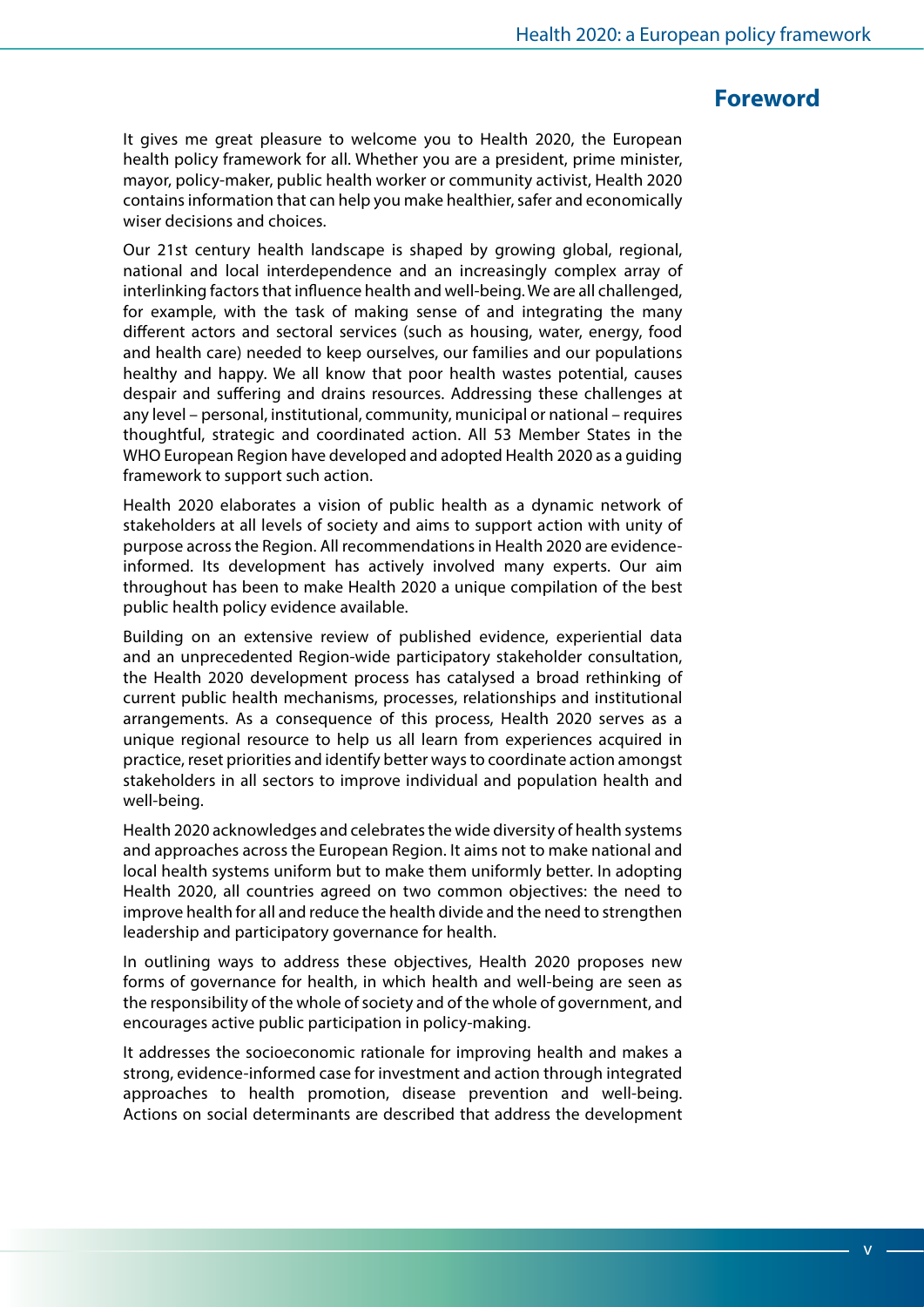# Foreword

It gives me great pleasure to welcome you to Health 2020, the European health policy framework for all. Whether you are a president, prime minister, mayor, policy-maker, public health worker or community activist, Health 2020 contains information that can help you make healthier, safer and economically wiser decisions and choices.

Our 21st century health landscape is shaped by growing global, regional, national and local interdependence and an increasingly complex array of interlinking factors that influence health and well-being. We are all challenged, for example, with the task of making sense of and integrating the many different actors and sectoral services (such as housing, water, energy, food and health care) needed to keep ourselves, our families and our populations healthy and happy. We all know that poor health wastes potential, causes despair and suffering and drains resources. Addressing these challenges at any level – personal, institutional, community, municipal or national – requires thoughtful, strategic and coordinated action. All 53 Member States in the WHO European Region have developed and adopted Health 2020 as a guiding framework to support such action.

Health 2020 elaborates a vision of public health as a dynamic network of stakeholders at all levels of society and aims to support action with unity of purpose across the Region. All recommendations in Health 2020 are evidence-informed. Its development has actively involved many experts. Our aim throughout has been to make Health 2020 a unique compilation of the best public health policy evidence available.

Building on an extensive review of published evidence, experiential data and an unprecedented Region-wide participatory stakeholder consultation, the Health 2020 development process has catalysed a broad rethinking of current public health mechanisms, processes, relationships and institutional arrangements. As a consequence of this process, Health 2020 serves as a unique regional resource to help us all learn from experiences acquired in practice, reset priorities and identify better ways to coordinate action amongst stakeholders in all sectors to improve individual and population health and well-being.

Health 2020 acknowledges and celebrates the wide diversity of health systems and approaches across the European Region. It aims not to make national and local health systems uniform but to make them uniformly better. In adopting Health 2020, all countries agreed on two common objectives: the need to improve health for all and reduce the health divide and the need to strengthen leadership and participatory governance for health.

In outlining ways to address these objectives, Health 2020 proposes new forms of governance for health, in which health and well-being are seen as the responsibility of the whole of society and of the whole of government, and encourages active public participation in policy-making.

It addresses the socioeconomic rationale for improving health and makes a strong, evidence-informed case for investment and action through integrated approaches to health promotion, disease prevention and well-being. Actions on social determinants are described that address the development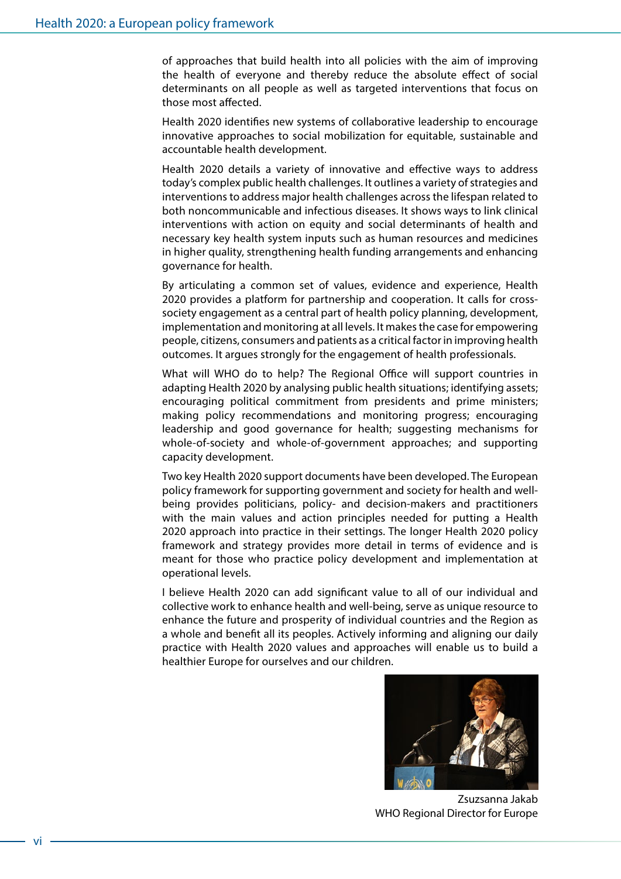of approaches that build health into all policies with the aim of improving the health of everyone and thereby reduce the absolute effect of social determinants on all people as well as targeted interventions that focus on those most affected.

Health 2020 identifies new systems of collaborative leadership to encourage innovative approaches to social mobilization for equitable, sustainable and accountable health development.

Health 2020 details a variety of innovative and effective ways to address today's complex public health challenges. It outlines a variety of strategies and interventions to address major health challenges across the lifespan related to both noncommunicable and infectious diseases. It shows ways to link clinical interventions with action on equity and social determinants of health and necessary key health system inputs such as human resources and medicines in higher quality, strengthening health funding arrangements and enhancing governance for health.

By articulating a common set of values, evidence and experience, Health 2020 provides a platform for partnership and cooperation. It calls for cross-society engagement as a central part of health policy planning, development, implementation and monitoring at all levels. It makes the case for empowering people, citizens, consumers and patients as a critical factor in improving health outcomes. It argues strongly for the engagement of health professionals.

What will WHO do to help? The Regional Office will support countries in adapting Health 2020 by analysing public health situations; identifying assets; encouraging political commitment from presidents and prime ministers; making policy recommendations and monitoring progress; encouraging leadership and good governance for health; suggesting mechanisms for whole-of-society and whole-of-government approaches; and supporting capacity development.

Two key Health 2020 support documents have been developed. The European policy framework for supporting government and society for health and well-being provides politicians, policy- and decision-makers and practitioners with the main values and action principles needed for putting a Health 2020 approach into practice in their settings. The longer Health 2020 policy framework and strategy provides more detail in terms of evidence and is meant for those who practice policy development and implementation at operational levels.

I believe Health 2020 can add significant value to all of our individual and collective work to enhance health and well-being, serve as unique resource to enhance the future and prosperity of individual countries and the Region as a whole and benefit all its peoples. Actively informing and aligning our daily practice with Health 2020 values and approaches will enable us to build a healthier Europe for ourselves and our children.

Zsuzsanna Jakab
WHO Regional Director for Europe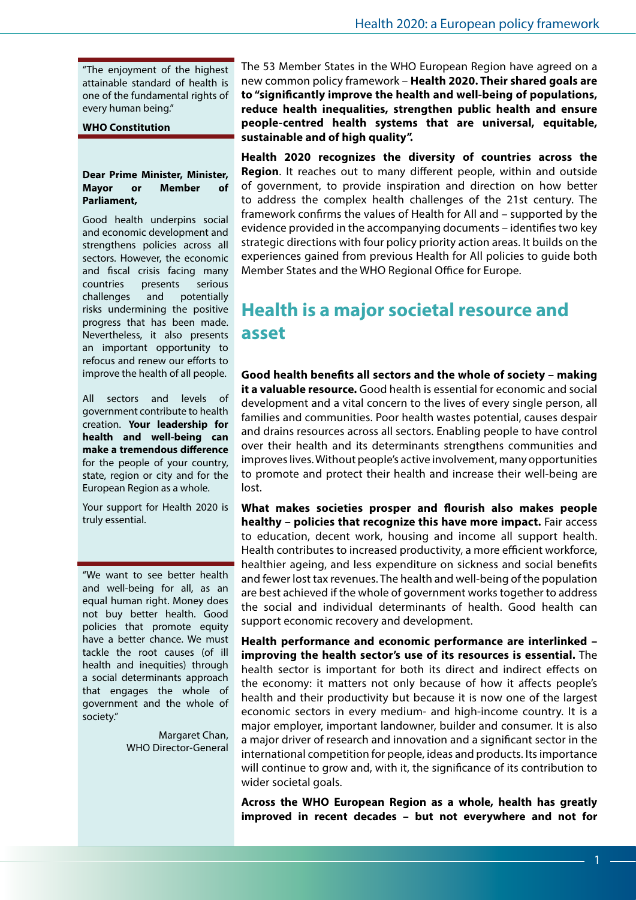> "The enjoyment of the highest attainable standard of health is one of the fundamental rights of every human being."
>
> **WHO Constitution**

**Dear Prime Minister, Minister, Mayor or Member of Parliament,**

Good health underpins social and economic development and strengthens policies across all sectors. However, the economic and fiscal crisis facing many countries presents serious challenges and potentially risks undermining the positive progress that has been made. Nevertheless, it also presents an important opportunity to refocus and renew our efforts to improve the health of all people.

All sectors and levels of government contribute to health creation. **Your leadership for health and well-being can make a tremendous difference** for the people of your country, state, region or city and for the European Region as a whole.

Your support for Health 2020 is truly essential.

> "We want to see better health and well-being for all, as an equal human right. Money does not buy better health. Good policies that promote equity have a better chance. We must tackle the root causes (of ill health and inequities) through a social determinants approach that engages the whole of government and the whole of society."
>
> Margaret Chan, WHO Director-General

The 53 Member States in the WHO European Region have agreed on a new common policy framework – **Health 2020. Their shared goals are to "significantly improve the health and well-being of populations, reduce health inequalities, strengthen public health and ensure people-centred health systems that are universal, equitable, sustainable and of high quality".**

**Health 2020 recognizes the diversity of countries across the Region**. It reaches out to many different people, within and outside of government, to provide inspiration and direction on how better to address the complex health challenges of the 21st century. The framework confirms the values of Health for All and – supported by the evidence provided in the accompanying documents – identifies two key strategic directions with four policy priority action areas. It builds on the experiences gained from previous Health for All policies to guide both Member States and the WHO Regional Office for Europe.

## Health is a major societal resource and asset

**Good health benefits all sectors and the whole of society – making it a valuable resource.** Good health is essential for economic and social development and a vital concern to the lives of every single person, all families and communities. Poor health wastes potential, causes despair and drains resources across all sectors. Enabling people to have control over their health and its determinants strengthens communities and improves lives. Without people's active involvement, many opportunities to promote and protect their health and increase their well-being are lost.

**What makes societies prosper and flourish also makes people healthy – policies that recognize this have more impact.** Fair access to education, decent work, housing and income all support health. Health contributes to increased productivity, a more efficient workforce, healthier ageing, and less expenditure on sickness and social benefits and fewer lost tax revenues. The health and well-being of the population are best achieved if the whole of government works together to address the social and individual determinants of health. Good health can support economic recovery and development.

**Health performance and economic performance are interlinked – improving the health sector's use of its resources is essential.** The health sector is important for both its direct and indirect effects on the economy: it matters not only because of how it affects people's health and their productivity but because it is now one of the largest economic sectors in every medium- and high-income country. It is a major employer, important landowner, builder and consumer. It is also a major driver of research and innovation and a significant sector in the international competition for people, ideas and products. Its importance will continue to grow and, with it, the significance of its contribution to wider societal goals.

**Across the WHO European Region as a whole, health has greatly improved in recent decades – but not everywhere and not for**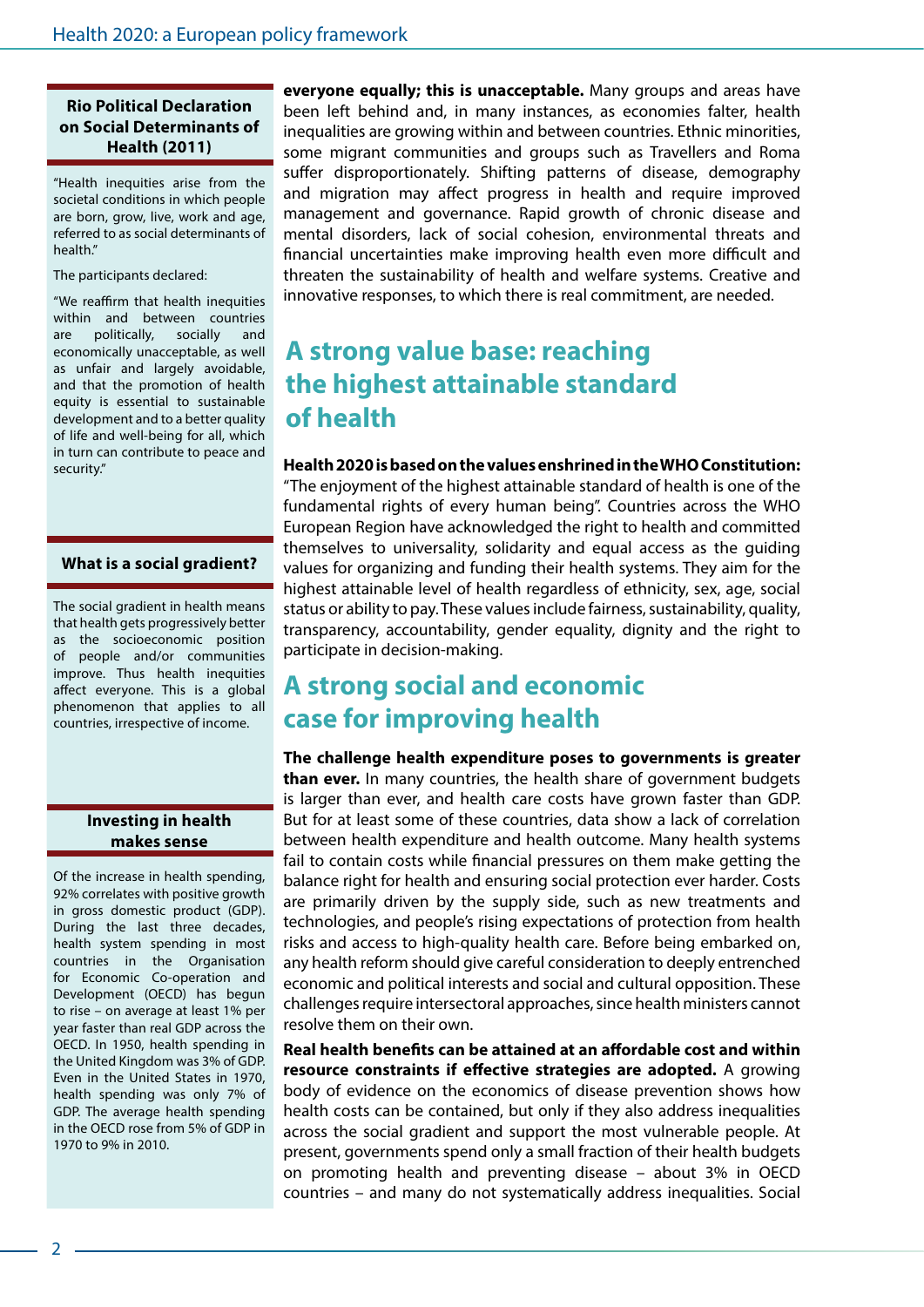**Rio Political Declaration on Social Determinants of Health (2011)**

"Health inequities arise from the societal conditions in which people are born, grow, live, work and age, referred to as social determinants of health."

The participants declared:

"We reaffirm that health inequities within and between countries are politically, socially and economically unacceptable, as well as unfair and largely avoidable, and that the promotion of health equity is essential to sustainable development and to a better quality of life and well-being for all, which in turn can contribute to peace and security."

**What is a social gradient?**

The social gradient in health means that health gets progressively better as the socioeconomic position of people and/or communities improve. Thus health inequities affect everyone. This is a global phenomenon that applies to all countries, irrespective of income.

**Investing in health makes sense**

Of the increase in health spending, 92% correlates with positive growth in gross domestic product (GDP). During the last three decades, health system spending in most countries in the Organisation for Economic Co-operation and Development (OECD) has begun to rise – on average at least 1% per year faster than real GDP across the OECD. In 1950, health spending in the United Kingdom was 3% of GDP. Even in the United States in 1970, health spending was only 7% of GDP. The average health spending in the OECD rose from 5% of GDP in 1970 to 9% in 2010.

**everyone equally; this is unacceptable.** Many groups and areas have been left behind and, in many instances, as economies falter, health inequalities are growing within and between countries. Ethnic minorities, some migrant communities and groups such as Travellers and Roma suffer disproportionately. Shifting patterns of disease, demography and migration may affect progress in health and require improved management and governance. Rapid growth of chronic disease and mental disorders, lack of social cohesion, environmental threats and financial uncertainties make improving health even more difficult and threaten the sustainability of health and welfare systems. Creative and innovative responses, to which there is real commitment, are needed.

## A strong value base: reaching the highest attainable standard of health

**Health 2020 is based on the values enshrined in the WHO Constitution:** "The enjoyment of the highest attainable standard of health is one of the fundamental rights of every human being". Countries across the WHO European Region have acknowledged the right to health and committed themselves to universality, solidarity and equal access as the guiding values for organizing and funding their health systems. They aim for the highest attainable level of health regardless of ethnicity, sex, age, social status or ability to pay. These values include fairness, sustainability, quality, transparency, accountability, gender equality, dignity and the right to participate in decision-making.

## A strong social and economic case for improving health

**The challenge health expenditure poses to governments is greater than ever.** In many countries, the health share of government budgets is larger than ever, and health care costs have grown faster than GDP. But for at least some of these countries, data show a lack of correlation between health expenditure and health outcome. Many health systems fail to contain costs while financial pressures on them make getting the balance right for health and ensuring social protection ever harder. Costs are primarily driven by the supply side, such as new treatments and technologies, and people's rising expectations of protection from health risks and access to high-quality health care. Before being embarked on, any health reform should give careful consideration to deeply entrenched economic and political interests and social and cultural opposition. These challenges require intersectoral approaches, since health ministers cannot resolve them on their own.

**Real health benefits can be attained at an affordable cost and within resource constraints if effective strategies are adopted.** A growing body of evidence on the economics of disease prevention shows how health costs can be contained, but only if they also address inequalities across the social gradient and support the most vulnerable people. At present, governments spend only a small fraction of their health budgets on promoting health and preventing disease – about 3% in OECD countries – and many do not systematically address inequalities. Social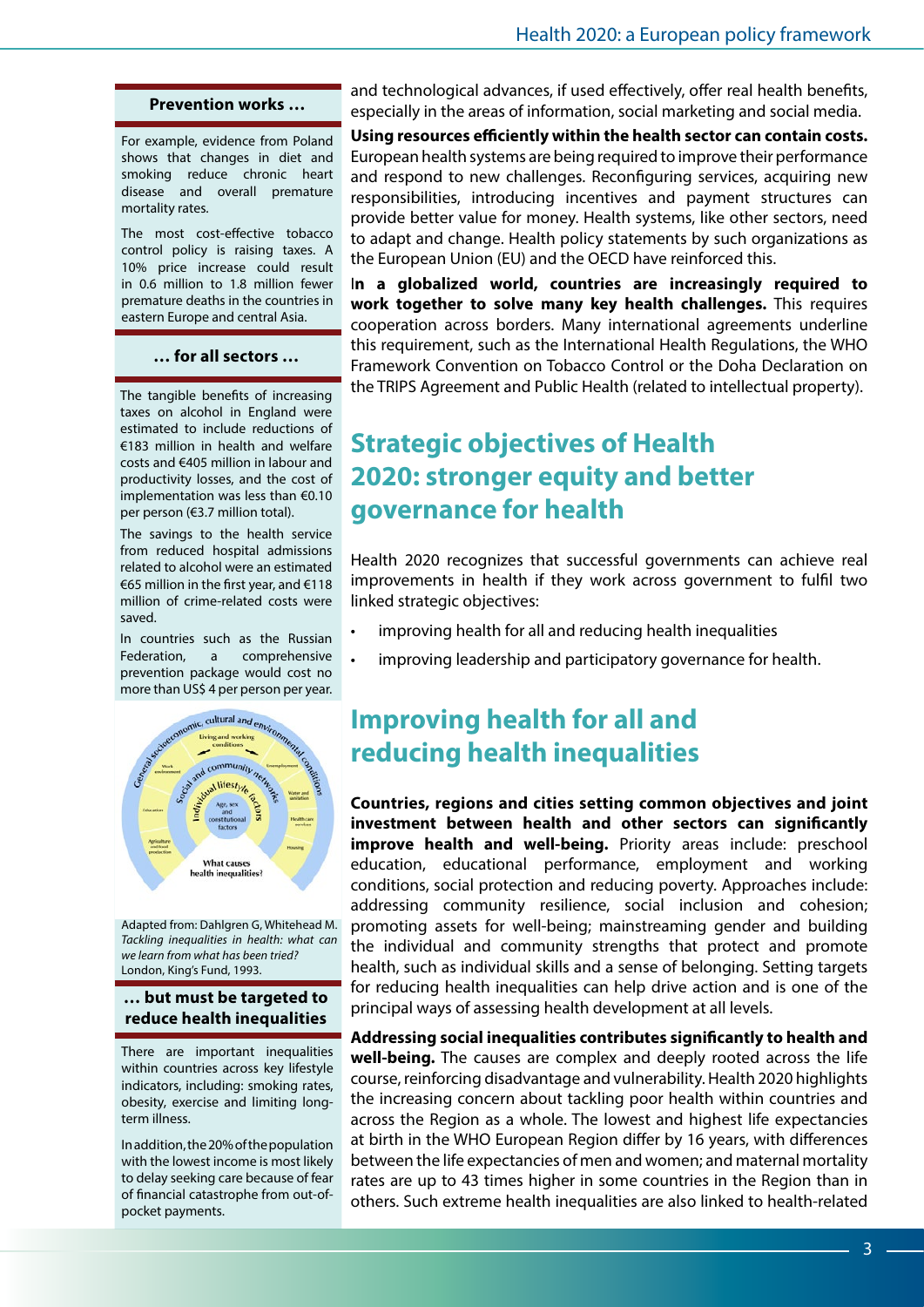**Prevention works …**

For example, evidence from Poland shows that changes in diet and smoking reduce chronic heart disease and overall premature mortality rates.

The most cost-effective tobacco control policy is raising taxes. A 10% price increase could result in 0.6 million to 1.8 million fewer premature deaths in the countries in eastern Europe and central Asia.

**… for all sectors …**

The tangible benefits of increasing taxes on alcohol in England were estimated to include reductions of €183 million in health and welfare costs and €405 million in labour and productivity losses, and the cost of implementation was less than €0.10 per person (€3.7 million total).

The savings to the health service from reduced hospital admissions related to alcohol were an estimated €65 million in the first year, and €118 million of crime-related costs were saved.

In countries such as the Russian Federation, a comprehensive prevention package would cost no more than US$ 4 per person per year.

Adapted from: Dahlgren G, Whitehead M. *Tackling inequalities in health: what can we learn from what has been tried?* London, King's Fund, 1993.

**… but must be targeted to reduce health inequalities**

There are important inequalities within countries across key lifestyle indicators, including: smoking rates, obesity, exercise and limiting long-term illness.

In addition, the 20% of the population with the lowest income is most likely to delay seeking care because of fear of financial catastrophe from out-of-pocket payments.

and technological advances, if used effectively, offer real health benefits, especially in the areas of information, social marketing and social media.

**Using resources efficiently within the health sector can contain costs.** European health systems are being required to improve their performance and respond to new challenges. Reconfiguring services, acquiring new responsibilities, introducing incentives and payment structures can provide better value for money. Health systems, like other sectors, need to adapt and change. Health policy statements by such organizations as the European Union (EU) and the OECD have reinforced this.

**In a globalized world, countries are increasingly required to work together to solve many key health challenges.** This requires cooperation across borders. Many international agreements underline this requirement, such as the International Health Regulations, the WHO Framework Convention on Tobacco Control or the Doha Declaration on the TRIPS Agreement and Public Health (related to intellectual property).

## Strategic objectives of Health 2020: stronger equity and better governance for health

Health 2020 recognizes that successful governments can achieve real improvements in health if they work across government to fulfil two linked strategic objectives:

- improving health for all and reducing health inequalities
- improving leadership and participatory governance for health.

## Improving health for all and reducing health inequalities

**Countries, regions and cities setting common objectives and joint investment between health and other sectors can significantly improve health and well-being.** Priority areas include: preschool education, educational performance, employment and working conditions, social protection and reducing poverty. Approaches include: addressing community resilience, social inclusion and cohesion; promoting assets for well-being; mainstreaming gender and building the individual and community strengths that protect and promote health, such as individual skills and a sense of belonging. Setting targets for reducing health inequalities can help drive action and is one of the principal ways of assessing health development at all levels.

**Addressing social inequalities contributes significantly to health and well-being.** The causes are complex and deeply rooted across the life course, reinforcing disadvantage and vulnerability. Health 2020 highlights the increasing concern about tackling poor health within countries and across the Region as a whole. The lowest and highest life expectancies at birth in the WHO European Region differ by 16 years, with differences between the life expectancies of men and women; and maternal mortality rates are up to 43 times higher in some countries in the Region than in others. Such extreme health inequalities are also linked to health-related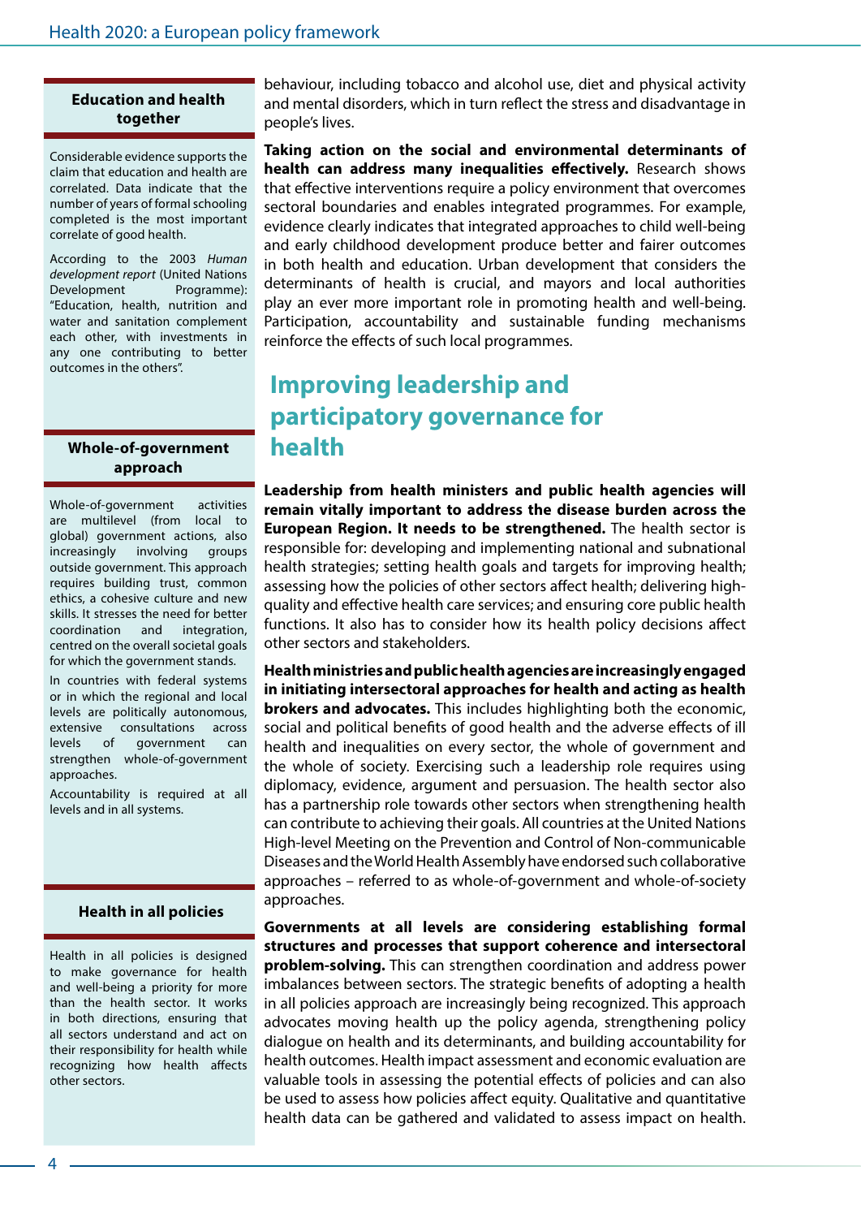behaviour, including tobacco and alcohol use, diet and physical activity and mental disorders, which in turn reflect the stress and disadvantage in people's lives.

**Taking action on the social and environmental determinants of health can address many inequalities effectively.** Research shows that effective interventions require a policy environment that overcomes sectoral boundaries and enables integrated programmes. For example, evidence clearly indicates that integrated approaches to child well-being and early childhood development produce better and fairer outcomes in both health and education. Urban development that considers the determinants of health is crucial, and mayors and local authorities play an ever more important role in promoting health and well-being. Participation, accountability and sustainable funding mechanisms reinforce the effects of such local programmes.

## Improving leadership and participatory governance for health

**Leadership from health ministers and public health agencies will remain vitally important to address the disease burden across the European Region. It needs to be strengthened.** The health sector is responsible for: developing and implementing national and subnational health strategies; setting health goals and targets for improving health; assessing how the policies of other sectors affect health; delivering high-quality and effective health care services; and ensuring core public health functions. It also has to consider how its health policy decisions affect other sectors and stakeholders.

**Health ministries and public health agencies are increasingly engaged in initiating intersectoral approaches for health and acting as health brokers and advocates.** This includes highlighting both the economic, social and political benefits of good health and the adverse effects of ill health and inequalities on every sector, the whole of government and the whole of society. Exercising such a leadership role requires using diplomacy, evidence, argument and persuasion. The health sector also has a partnership role towards other sectors when strengthening health can contribute to achieving their goals. All countries at the United Nations High-level Meeting on the Prevention and Control of Non-communicable Diseases and the World Health Assembly have endorsed such collaborative approaches – referred to as whole-of-government and whole-of-society approaches.

**Governments at all levels are considering establishing formal structures and processes that support coherence and intersectoral problem-solving.** This can strengthen coordination and address power imbalances between sectors. The strategic benefits of adopting a health in all policies approach are increasingly being recognized. This approach advocates moving health up the policy agenda, strengthening policy dialogue on health and its determinants, and building accountability for health outcomes. Health impact assessment and economic evaluation are valuable tools in assessing the potential effects of policies and can also be used to assess how policies affect equity. Qualitative and quantitative health data can be gathered and validated to assess impact on health.

---

**Education and health together**

Considerable evidence supports the claim that education and health are correlated. Data indicate that the number of years of formal schooling completed is the most important correlate of good health.

According to the 2003 *Human development report* (United Nations Development Programme): "Education, health, nutrition and water and sanitation complement each other, with investments in any one contributing to better outcomes in the others".

---

**Whole-of-government approach**

Whole-of-government activities are multilevel (from local to global) government actions, also increasingly involving groups outside government. This approach requires building trust, common ethics, a cohesive culture and new skills. It stresses the need for better coordination and integration, centred on the overall societal goals for which the government stands.

In countries with federal systems or in which the regional and local levels are politically autonomous, extensive consultations across levels of government can strengthen whole-of-government approaches.

Accountability is required at all levels and in all systems.

---

**Health in all policies**

Health in all policies is designed to make governance for health and well-being a priority for more than the health sector. It works in both directions, ensuring that all sectors understand and act on their responsibility for health while recognizing how health affects other sectors.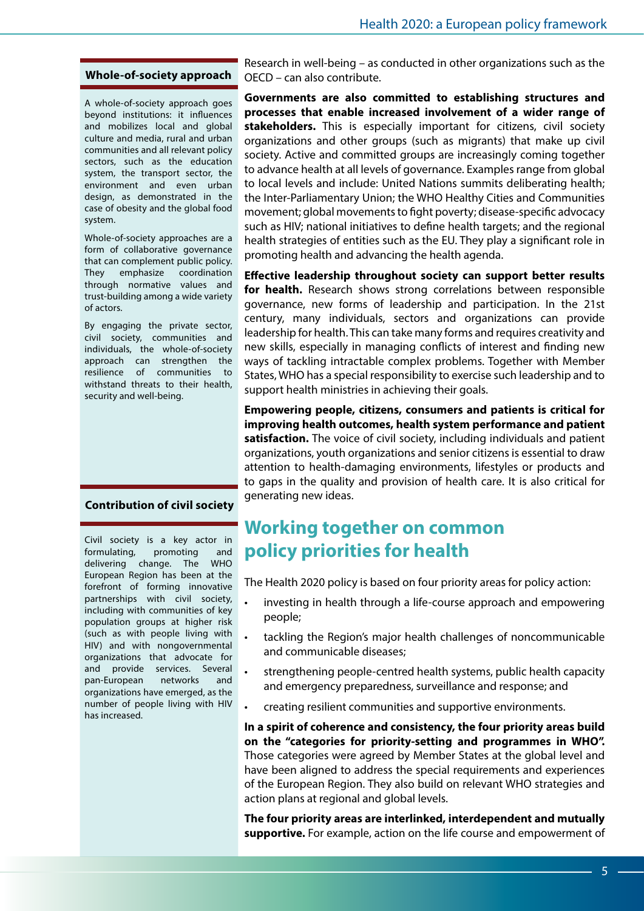Research in well-being – as conducted in other organizations such as the OECD – can also contribute.

**Governments are also committed to establishing structures and processes that enable increased involvement of a wider range of stakeholders.** This is especially important for citizens, civil society organizations and other groups (such as migrants) that make up civil society. Active and committed groups are increasingly coming together to advance health at all levels of governance. Examples range from global to local levels and include: United Nations summits deliberating health; the Inter-Parliamentary Union; the WHO Healthy Cities and Communities movement; global movements to fight poverty; disease-specific advocacy such as HIV; national initiatives to define health targets; and the regional health strategies of entities such as the EU. They play a significant role in promoting health and advancing the health agenda.

**Effective leadership throughout society can support better results for health.** Research shows strong correlations between responsible governance, new forms of leadership and participation. In the 21st century, many individuals, sectors and organizations can provide leadership for health. This can take many forms and requires creativity and new skills, especially in managing conflicts of interest and finding new ways of tackling intractable complex problems. Together with Member States, WHO has a special responsibility to exercise such leadership and to support health ministries in achieving their goals.

**Empowering people, citizens, consumers and patients is critical for improving health outcomes, health system performance and patient satisfaction.** The voice of civil society, including individuals and patient organizations, youth organizations and senior citizens is essential to draw attention to health-damaging environments, lifestyles or products and to gaps in the quality and provision of health care. It is also critical for generating new ideas.

### Whole-of-society approach

A whole-of-society approach goes beyond institutions: it influences and mobilizes local and global culture and media, rural and urban communities and all relevant policy sectors, such as the education system, the transport sector, the environment and even urban design, as demonstrated in the case of obesity and the global food system.

Whole-of-society approaches are a form of collaborative governance that can complement public policy. They emphasize coordination through normative values and trust-building among a wide variety of actors.

By engaging the private sector, civil society, communities and individuals, the whole-of-society approach can strengthen the resilience of communities to withstand threats to their health, security and well-being.

### Contribution of civil society

Civil society is a key actor in formulating, promoting and delivering change. The WHO European Region has been at the forefront of forming innovative partnerships with civil society, including with communities of key population groups at higher risk (such as with people living with HIV) and with nongovernmental organizations that advocate for and provide services. Several pan-European networks and organizations have emerged, as the number of people living with HIV has increased.

## Working together on common policy priorities for health

The Health 2020 policy is based on four priority areas for policy action:

- investing in health through a life-course approach and empowering people;
- tackling the Region's major health challenges of noncommunicable and communicable diseases;
- strengthening people-centred health systems, public health capacity and emergency preparedness, surveillance and response; and
- creating resilient communities and supportive environments.

**In a spirit of coherence and consistency, the four priority areas build on the "categories for priority-setting and programmes in WHO".** Those categories were agreed by Member States at the global level and have been aligned to address the special requirements and experiences of the European Region. They also build on relevant WHO strategies and action plans at regional and global levels.

**The four priority areas are interlinked, interdependent and mutually supportive.** For example, action on the life course and empowerment of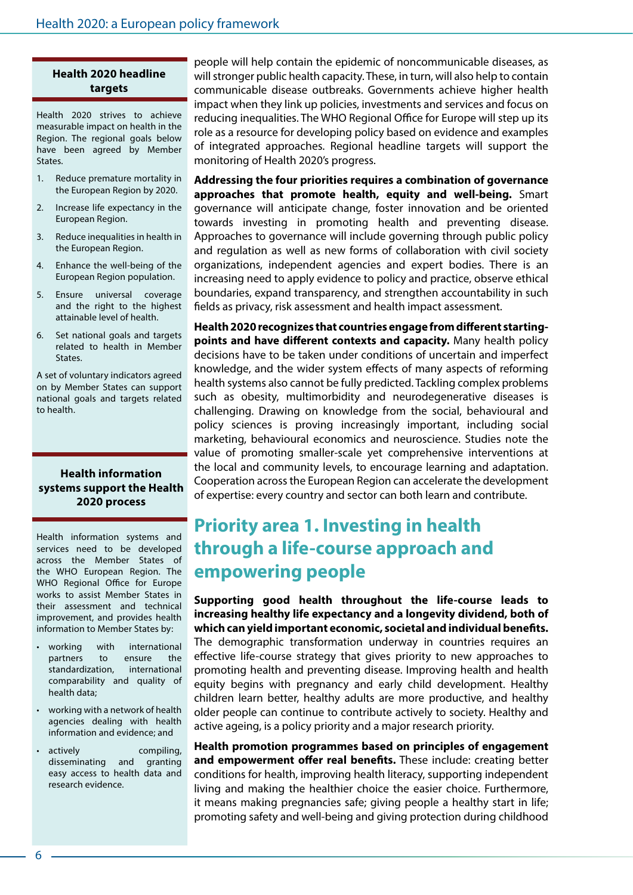### Health 2020 headline targets

Health 2020 strives to achieve measurable impact on health in the Region. The regional goals below have been agreed by Member States.

1. Reduce premature mortality in the European Region by 2020.
2. Increase life expectancy in the European Region.
3. Reduce inequalities in health in the European Region.
4. Enhance the well-being of the European Region population.
5. Ensure universal coverage and the right to the highest attainable level of health.
6. Set national goals and targets related to health in Member States.

A set of voluntary indicators agreed on by Member States can support national goals and targets related to health.

### Health information systems support the Health 2020 process

Health information systems and services need to be developed across the Member States of the WHO European Region. The WHO Regional Office for Europe works to assist Member States in their assessment and technical improvement, and provides health information to Member States by:

- working with international partners to ensure the standardization, international comparability and quality of health data;
- working with a network of health agencies dealing with health information and evidence; and
- actively compiling, disseminating and granting easy access to health data and research evidence.

people will help contain the epidemic of noncommunicable diseases, as will stronger public health capacity. These, in turn, will also help to contain communicable disease outbreaks. Governments achieve higher health impact when they link up policies, investments and services and focus on reducing inequalities. The WHO Regional Office for Europe will step up its role as a resource for developing policy based on evidence and examples of integrated approaches. Regional headline targets will support the monitoring of Health 2020's progress.

**Addressing the four priorities requires a combination of governance approaches that promote health, equity and well-being.** Smart governance will anticipate change, foster innovation and be oriented towards investing in promoting health and preventing disease. Approaches to governance will include governing through public policy and regulation as well as new forms of collaboration with civil society organizations, independent agencies and expert bodies. There is an increasing need to apply evidence to policy and practice, observe ethical boundaries, expand transparency, and strengthen accountability in such fields as privacy, risk assessment and health impact assessment.

**Health 2020 recognizes that countries engage from different starting-points and have different contexts and capacity.** Many health policy decisions have to be taken under conditions of uncertain and imperfect knowledge, and the wider system effects of many aspects of reforming health systems also cannot be fully predicted. Tackling complex problems such as obesity, multimorbidity and neurodegenerative diseases is challenging. Drawing on knowledge from the social, behavioural and policy sciences is proving increasingly important, including social marketing, behavioural economics and neuroscience. Studies note the value of promoting smaller-scale yet comprehensive interventions at the local and community levels, to encourage learning and adaptation. Cooperation across the European Region can accelerate the development of expertise: every country and sector can both learn and contribute.

## Priority area 1. Investing in health through a life-course approach and empowering people

**Supporting good health throughout the life-course leads to increasing healthy life expectancy and a longevity dividend, both of which can yield important economic, societal and individual benefits.** The demographic transformation underway in countries requires an effective life-course strategy that gives priority to new approaches to promoting health and preventing disease. Improving health and health equity begins with pregnancy and early child development. Healthy children learn better, healthy adults are more productive, and healthy older people can continue to contribute actively to society. Healthy and active ageing, is a policy priority and a major research priority.

**Health promotion programmes based on principles of engagement and empowerment offer real benefits.** These include: creating better conditions for health, improving health literacy, supporting independent living and making the healthier choice the easier choice. Furthermore, it means making pregnancies safe; giving people a healthy start in life; promoting safety and well-being and giving protection during childhood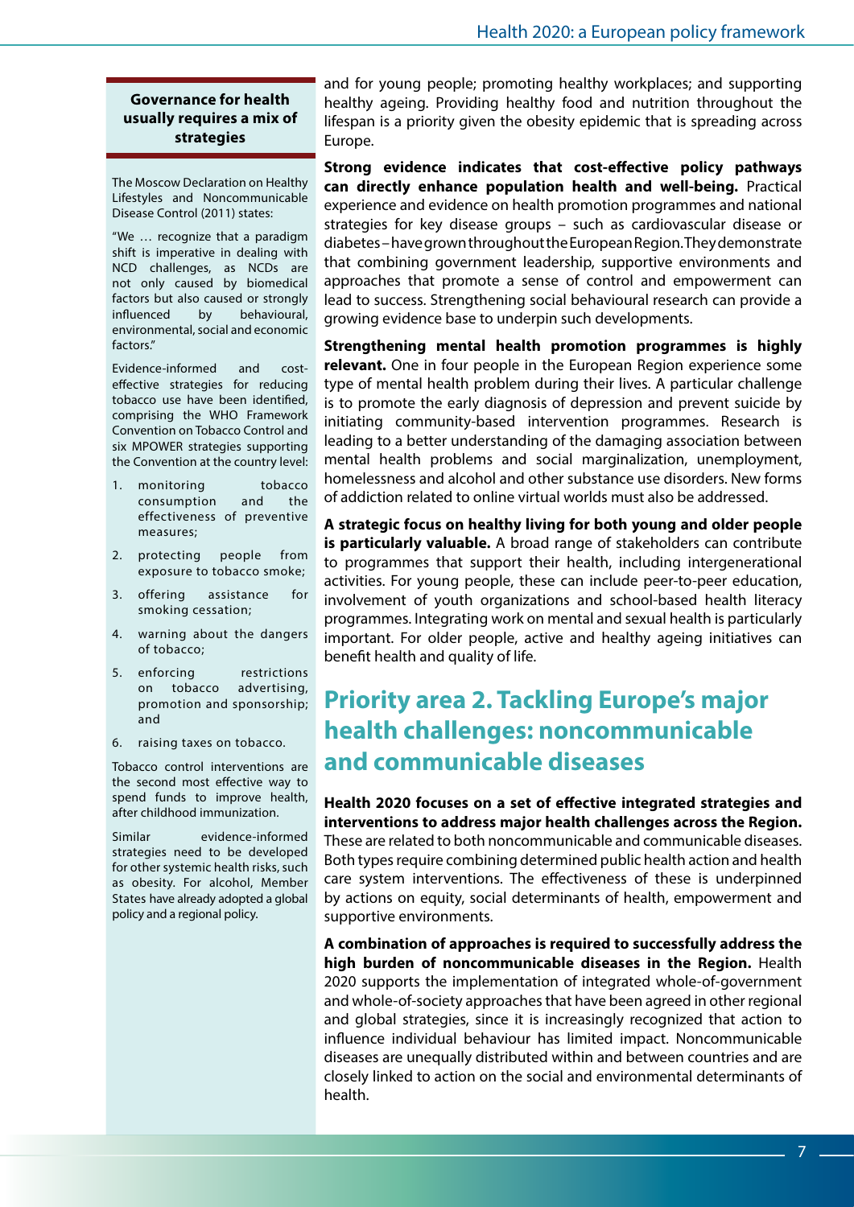**Governance for health usually requires a mix of strategies**

The Moscow Declaration on Healthy Lifestyles and Noncommunicable Disease Control (2011) states:

"We … recognize that a paradigm shift is imperative in dealing with NCD challenges, as NCDs are not only caused by biomedical factors but also caused or strongly influenced by behavioural, environmental, social and economic factors."

Evidence-informed and cost-effective strategies for reducing tobacco use have been identified, comprising the WHO Framework Convention on Tobacco Control and six MPOWER strategies supporting the Convention at the country level:

1. monitoring tobacco consumption and the effectiveness of preventive measures;
2. protecting people from exposure to tobacco smoke;
3. offering assistance for smoking cessation;
4. warning about the dangers of tobacco;
5. enforcing restrictions on tobacco advertising, promotion and sponsorship; and
6. raising taxes on tobacco.

Tobacco control interventions are the second most effective way to spend funds to improve health, after childhood immunization.

Similar evidence-informed strategies need to be developed for other systemic health risks, such as obesity. For alcohol, Member States have already adopted a global policy and a regional policy.

and for young people; promoting healthy workplaces; and supporting healthy ageing. Providing healthy food and nutrition throughout the lifespan is a priority given the obesity epidemic that is spreading across Europe.

**Strong evidence indicates that cost-effective policy pathways can directly enhance population health and well-being.** Practical experience and evidence on health promotion programmes and national strategies for key disease groups – such as cardiovascular disease or diabetes – have grown throughout the European Region. They demonstrate that combining government leadership, supportive environments and approaches that promote a sense of control and empowerment can lead to success. Strengthening social behavioural research can provide a growing evidence base to underpin such developments.

**Strengthening mental health promotion programmes is highly relevant.** One in four people in the European Region experience some type of mental health problem during their lives. A particular challenge is to promote the early diagnosis of depression and prevent suicide by initiating community-based intervention programmes. Research is leading to a better understanding of the damaging association between mental health problems and social marginalization, unemployment, homelessness and alcohol and other substance use disorders. New forms of addiction related to online virtual worlds must also be addressed.

**A strategic focus on healthy living for both young and older people is particularly valuable.** A broad range of stakeholders can contribute to programmes that support their health, including intergenerational activities. For young people, these can include peer-to-peer education, involvement of youth organizations and school-based health literacy programmes. Integrating work on mental and sexual health is particularly important. For older people, active and healthy ageing initiatives can benefit health and quality of life.

## Priority area 2. Tackling Europe's major health challenges: noncommunicable and communicable diseases

**Health 2020 focuses on a set of effective integrated strategies and interventions to address major health challenges across the Region.** These are related to both noncommunicable and communicable diseases. Both types require combining determined public health action and health care system interventions. The effectiveness of these is underpinned by actions on equity, social determinants of health, empowerment and supportive environments.

**A combination of approaches is required to successfully address the high burden of noncommunicable diseases in the Region.** Health 2020 supports the implementation of integrated whole-of-government and whole-of-society approaches that have been agreed in other regional and global strategies, since it is increasingly recognized that action to influence individual behaviour has limited impact. Noncommunicable diseases are unequally distributed within and between countries and are closely linked to action on the social and environmental determinants of health.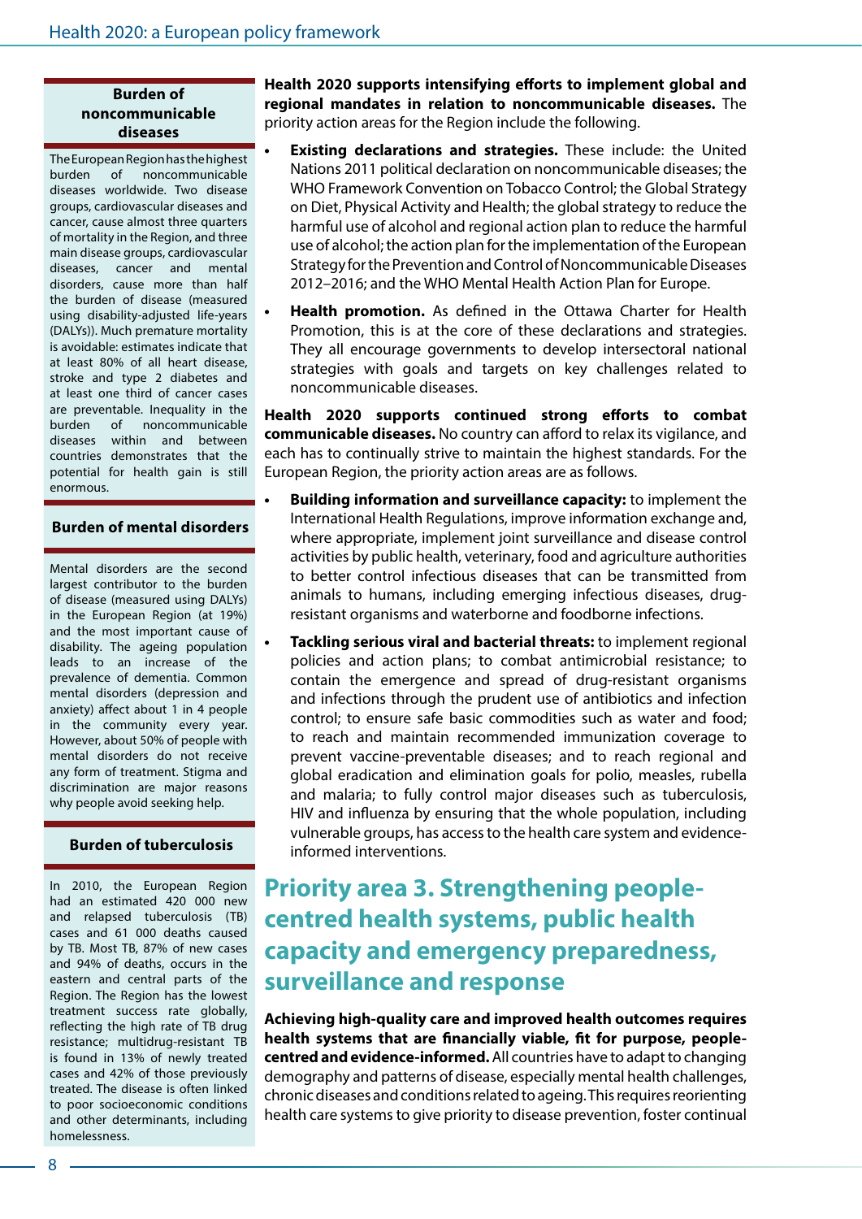### Burden of noncommunicable diseases

The European Region has the highest burden of noncommunicable diseases worldwide. Two disease groups, cardiovascular diseases and cancer, cause almost three quarters of mortality in the Region, and three main disease groups, cardiovascular diseases, cancer and mental disorders, cause more than half the burden of disease (measured using disability-adjusted life-years (DALYs)). Much premature mortality is avoidable: estimates indicate that at least 80% of all heart disease, stroke and type 2 diabetes and at least one third of cancer cases are preventable. Inequality in the burden of noncommunicable diseases within and between countries demonstrates that the potential for health gain is still enormous.

### Burden of mental disorders

Mental disorders are the second largest contributor to the burden of disease (measured using DALYs) in the European Region (at 19%) and the most important cause of disability. The ageing population leads to an increase of the prevalence of dementia. Common mental disorders (depression and anxiety) affect about 1 in 4 people in the community every year. However, about 50% of people with mental disorders do not receive any form of treatment. Stigma and discrimination are major reasons why people avoid seeking help.

### Burden of tuberculosis

In 2010, the European Region had an estimated 420 000 new and relapsed tuberculosis (TB) cases and 61 000 deaths caused by TB. Most TB, 87% of new cases and 94% of deaths, occurs in the eastern and central parts of the Region. The Region has the lowest treatment success rate globally, reflecting the high rate of TB drug resistance; multidrug-resistant TB is found in 13% of newly treated cases and 42% of those previously treated. The disease is often linked to poor socioeconomic conditions and other determinants, including homelessness.

**Health 2020 supports intensifying efforts to implement global and regional mandates in relation to noncommunicable diseases.** The priority action areas for the Region include the following.

- **Existing declarations and strategies.** These include: the United Nations 2011 political declaration on noncommunicable diseases; the WHO Framework Convention on Tobacco Control; the Global Strategy on Diet, Physical Activity and Health; the global strategy to reduce the harmful use of alcohol and regional action plan to reduce the harmful use of alcohol; the action plan for the implementation of the European Strategy for the Prevention and Control of Noncommunicable Diseases 2012–2016; and the WHO Mental Health Action Plan for Europe.
- **Health promotion.** As defined in the Ottawa Charter for Health Promotion, this is at the core of these declarations and strategies. They all encourage governments to develop intersectoral national strategies with goals and targets on key challenges related to noncommunicable diseases.

**Health 2020 supports continued strong efforts to combat communicable diseases.** No country can afford to relax its vigilance, and each has to continually strive to maintain the highest standards. For the European Region, the priority action areas are as follows.

- **Building information and surveillance capacity:** to implement the International Health Regulations, improve information exchange and, where appropriate, implement joint surveillance and disease control activities by public health, veterinary, food and agriculture authorities to better control infectious diseases that can be transmitted from animals to humans, including emerging infectious diseases, drug-resistant organisms and waterborne and foodborne infections.
- **Tackling serious viral and bacterial threats:** to implement regional policies and action plans; to combat antimicrobial resistance; to contain the emergence and spread of drug-resistant organisms and infections through the prudent use of antibiotics and infection control; to ensure safe basic commodities such as water and food; to reach and maintain recommended immunization coverage to prevent vaccine-preventable diseases; and to reach regional and global eradication and elimination goals for polio, measles, rubella and malaria; to fully control major diseases such as tuberculosis, HIV and influenza by ensuring that the whole population, including vulnerable groups, has access to the health care system and evidence-informed interventions.

## Priority area 3. Strengthening people-centred health systems, public health capacity and emergency preparedness, surveillance and response

**Achieving high-quality care and improved health outcomes requires health systems that are financially viable, fit for purpose, people-centred and evidence-informed.** All countries have to adapt to changing demography and patterns of disease, especially mental health challenges, chronic diseases and conditions related to ageing. This requires reorienting health care systems to give priority to disease prevention, foster continual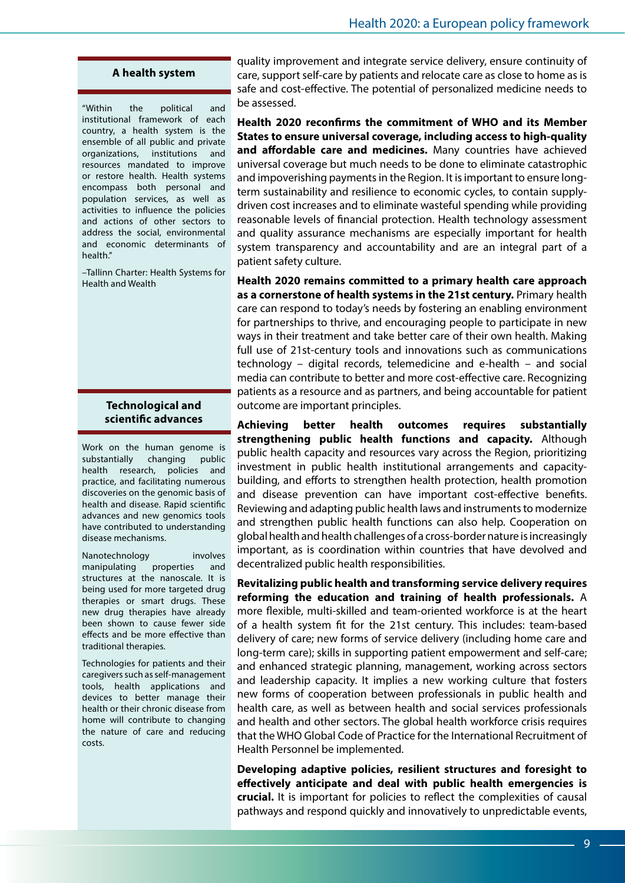quality improvement and integrate service delivery, ensure continuity of care, support self-care by patients and relocate care as close to home as is safe and cost-effective. The potential of personalized medicine needs to be assessed.

**Health 2020 reconfirms the commitment of WHO and its Member States to ensure universal coverage, including access to high-quality and affordable care and medicines.** Many countries have achieved universal coverage but much needs to be done to eliminate catastrophic and impoverishing payments in the Region. It is important to ensure long-term sustainability and resilience to economic cycles, to contain supply-driven cost increases and to eliminate wasteful spending while providing reasonable levels of financial protection. Health technology assessment and quality assurance mechanisms are especially important for health system transparency and accountability and are an integral part of a patient safety culture.

**Health 2020 remains committed to a primary health care approach as a cornerstone of health systems in the 21st century.** Primary health care can respond to today's needs by fostering an enabling environment for partnerships to thrive, and encouraging people to participate in new ways in their treatment and take better care of their own health. Making full use of 21st-century tools and innovations such as communications technology – digital records, telemedicine and e-health – and social media can contribute to better and more cost-effective care. Recognizing patients as a resource and as partners, and being accountable for patient outcome are important principles.

**Achieving better health outcomes requires substantially strengthening public health functions and capacity.** Although public health capacity and resources vary across the Region, prioritizing investment in public health institutional arrangements and capacity-building, and efforts to strengthen health protection, health promotion and disease prevention can have important cost-effective benefits. Reviewing and adapting public health laws and instruments to modernize and strengthen public health functions can also help. Cooperation on global health and health challenges of a cross-border nature is increasingly important, as is coordination within countries that have devolved and decentralized public health responsibilities.

**Revitalizing public health and transforming service delivery requires reforming the education and training of health professionals.** A more flexible, multi-skilled and team-oriented workforce is at the heart of a health system fit for the 21st century. This includes: team-based delivery of care; new forms of service delivery (including home care and long-term care); skills in supporting patient empowerment and self-care; and enhanced strategic planning, management, working across sectors and leadership capacity. It implies a new working culture that fosters new forms of cooperation between professionals in public health and health care, as well as between health and social services professionals and health and other sectors. The global health workforce crisis requires that the WHO Global Code of Practice for the International Recruitment of Health Personnel be implemented.

**Developing adaptive policies, resilient structures and foresight to effectively anticipate and deal with public health emergencies is crucial.** It is important for policies to reflect the complexities of causal pathways and respond quickly and innovatively to unpredictable events,

### A health system

"Within the political and institutional framework of each country, a health system is the ensemble of all public and private organizations, institutions and resources mandated to improve or restore health. Health systems encompass both personal and population services, as well as activities to influence the policies and actions of other sectors to address the social, environmental and economic determinants of health."

–Tallinn Charter: Health Systems for Health and Wealth

### Technological and scientific advances

Work on the human genome is substantially changing public health research, policies and practice, and facilitating numerous discoveries on the genomic basis of health and disease. Rapid scientific advances and new genomics tools have contributed to understanding disease mechanisms.

Nanotechnology involves manipulating properties and structures at the nanoscale. It is being used for more targeted drug therapies or smart drugs. These new drug therapies have already been shown to cause fewer side effects and be more effective than traditional therapies.

Technologies for patients and their caregivers such as self-management tools, health applications and devices to better manage their health or their chronic disease from home will contribute to changing the nature of care and reducing costs.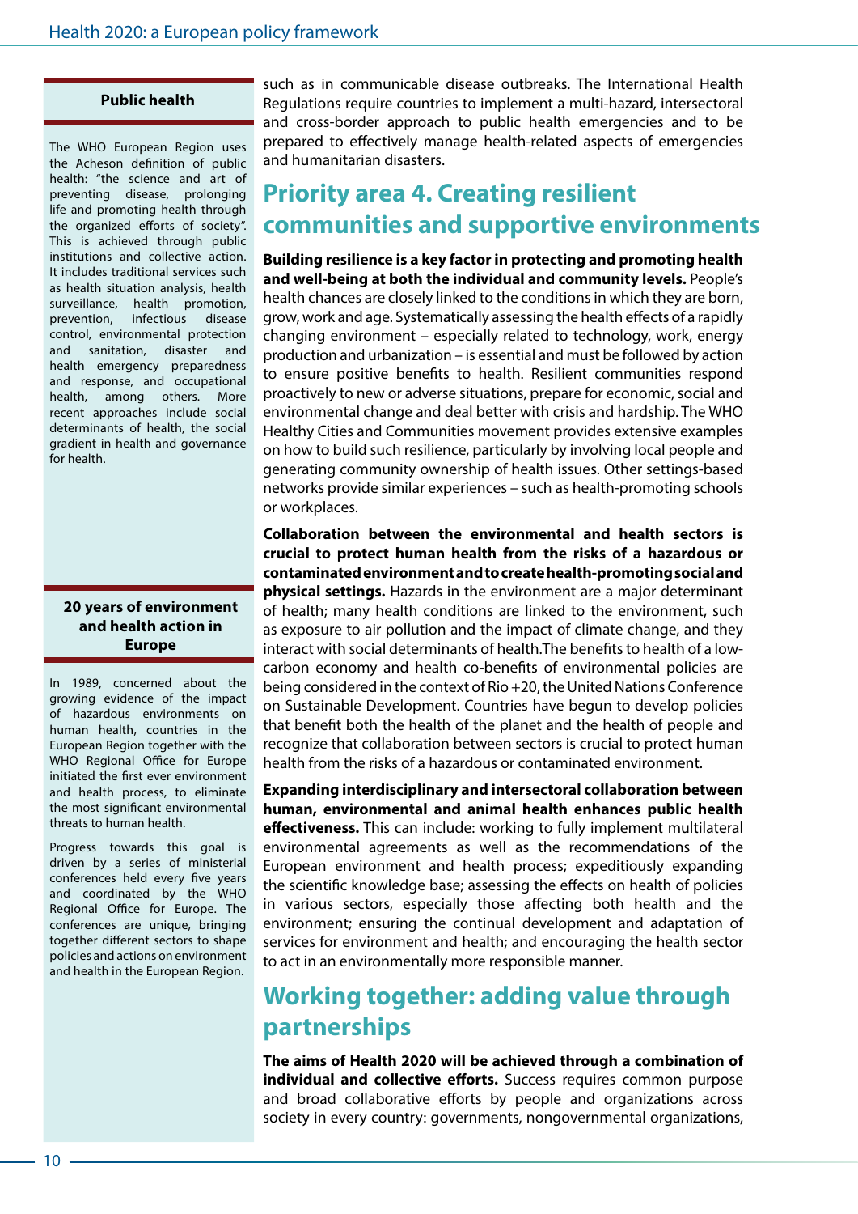such as in communicable disease outbreaks. The International Health Regulations require countries to implement a multi-hazard, intersectoral and cross-border approach to public health emergencies and to be prepared to effectively manage health-related aspects of emergencies and humanitarian disasters.

## Priority area 4. Creating resilient communities and supportive environments

**Building resilience is a key factor in protecting and promoting health and well-being at both the individual and community levels.** People's health chances are closely linked to the conditions in which they are born, grow, work and age. Systematically assessing the health effects of a rapidly changing environment – especially related to technology, work, energy production and urbanization – is essential and must be followed by action to ensure positive benefits to health. Resilient communities respond proactively to new or adverse situations, prepare for economic, social and environmental change and deal better with crisis and hardship. The WHO Healthy Cities and Communities movement provides extensive examples on how to build such resilience, particularly by involving local people and generating community ownership of health issues. Other settings-based networks provide similar experiences – such as health-promoting schools or workplaces.

**Collaboration between the environmental and health sectors is crucial to protect human health from the risks of a hazardous or contaminated environment and to create health-promoting social and physical settings.** Hazards in the environment are a major determinant of health; many health conditions are linked to the environment, such as exposure to air pollution and the impact of climate change, and they interact with social determinants of health. The benefits to health of a low-carbon economy and health co-benefits of environmental policies are being considered in the context of Rio +20, the United Nations Conference on Sustainable Development. Countries have begun to develop policies that benefit both the health of the planet and the health of people and recognize that collaboration between sectors is crucial to protect human health from the risks of a hazardous or contaminated environment.

**Expanding interdisciplinary and intersectoral collaboration between human, environmental and animal health enhances public health effectiveness.** This can include: working to fully implement multilateral environmental agreements as well as the recommendations of the European environment and health process; expeditiously expanding the scientific knowledge base; assessing the effects on health of policies in various sectors, especially those affecting both health and the environment; ensuring the continual development and adaptation of services for environment and health; and encouraging the health sector to act in an environmentally more responsible manner.

## Working together: adding value through partnerships

**The aims of Health 2020 will be achieved through a combination of individual and collective efforts.** Success requires common purpose and broad collaborative efforts by people and organizations across society in every country: governments, nongovernmental organizations,

---

**Public health**

The WHO European Region uses the Acheson definition of public health: "the science and art of preventing disease, prolonging life and promoting health through the organized efforts of society". This is achieved through public institutions and collective action. It includes traditional services such as health situation analysis, health surveillance, health promotion, prevention, infectious disease control, environmental protection and sanitation, disaster and health emergency preparedness and response, and occupational health, among others. More recent approaches include social determinants of health, the social gradient in health and governance for health.

---

**20 years of environment and health action in Europe**

In 1989, concerned about the growing evidence of the impact of hazardous environments on human health, countries in the European Region together with the WHO Regional Office for Europe initiated the first ever environment and health process, to eliminate the most significant environmental threats to human health.

Progress towards this goal is driven by a series of ministerial conferences held every five years and coordinated by the WHO Regional Office for Europe. The conferences are unique, bringing together different sectors to shape policies and actions on environment and health in the European Region.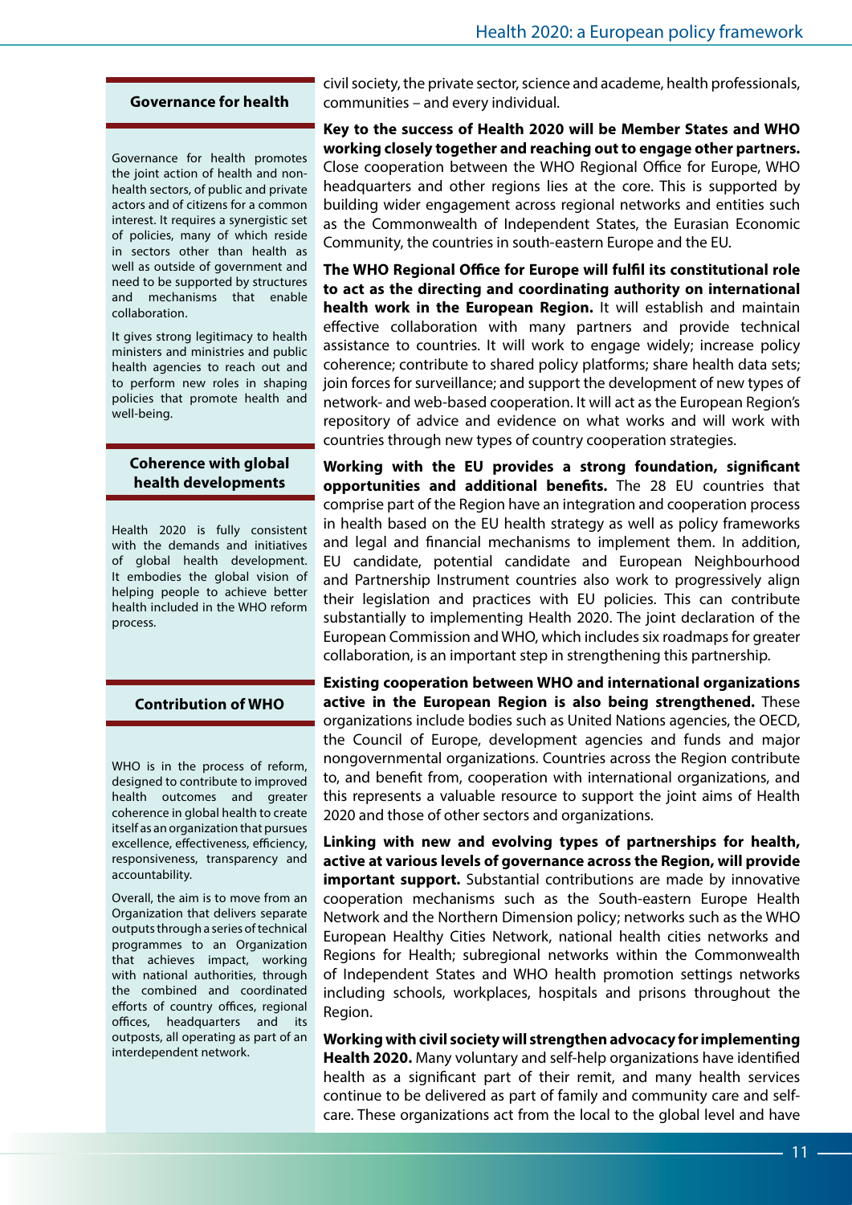### Governance for health

Governance for health promotes the joint action of health and non-health sectors, of public and private actors and of citizens for a common interest. It requires a synergistic set of policies, many of which reside in sectors other than health as well as outside of government and need to be supported by structures and mechanisms that enable collaboration.

It gives strong legitimacy to health ministers and ministries and public health agencies to reach out and to perform new roles in shaping policies that promote health and well-being.

### Coherence with global health developments

Health 2020 is fully consistent with the demands and initiatives of global health development. It embodies the global vision of helping people to achieve better health included in the WHO reform process.

### Contribution of WHO

WHO is in the process of reform, designed to contribute to improved health outcomes and greater coherence in global health to create itself as an organization that pursues excellence, effectiveness, efficiency, responsiveness, transparency and accountability.

Overall, the aim is to move from an Organization that delivers separate outputs through a series of technical programmes to an Organization that achieves impact, working with national authorities, through the combined and coordinated efforts of country offices, regional offices, headquarters and its outposts, all operating as part of an interdependent network.

civil society, the private sector, science and academe, health professionals, communities – and every individual.

**Key to the success of Health 2020 will be Member States and WHO working closely together and reaching out to engage other partners.** Close cooperation between the WHO Regional Office for Europe, WHO headquarters and other regions lies at the core. This is supported by building wider engagement across regional networks and entities such as the Commonwealth of Independent States, the Eurasian Economic Community, the countries in south-eastern Europe and the EU.

**The WHO Regional Office for Europe will fulfil its constitutional role to act as the directing and coordinating authority on international health work in the European Region.** It will establish and maintain effective collaboration with many partners and provide technical assistance to countries. It will work to engage widely; increase policy coherence; contribute to shared policy platforms; share health data sets; join forces for surveillance; and support the development of new types of network- and web-based cooperation. It will act as the European Region's repository of advice and evidence on what works and will work with countries through new types of country cooperation strategies.

**Working with the EU provides a strong foundation, significant opportunities and additional benefits.** The 28 EU countries that comprise part of the Region have an integration and cooperation process in health based on the EU health strategy as well as policy frameworks and legal and financial mechanisms to implement them. In addition, EU candidate, potential candidate and European Neighbourhood and Partnership Instrument countries also work to progressively align their legislation and practices with EU policies. This can contribute substantially to implementing Health 2020. The joint declaration of the European Commission and WHO, which includes six roadmaps for greater collaboration, is an important step in strengthening this partnership.

**Existing cooperation between WHO and international organizations active in the European Region is also being strengthened.** These organizations include bodies such as United Nations agencies, the OECD, the Council of Europe, development agencies and funds and major nongovernmental organizations. Countries across the Region contribute to, and benefit from, cooperation with international organizations, and this represents a valuable resource to support the joint aims of Health 2020 and those of other sectors and organizations.

**Linking with new and evolving types of partnerships for health, active at various levels of governance across the Region, will provide important support.** Substantial contributions are made by innovative cooperation mechanisms such as the South-eastern Europe Health Network and the Northern Dimension policy; networks such as the WHO European Healthy Cities Network, national health cities networks and Regions for Health; subregional networks within the Commonwealth of Independent States and WHO health promotion settings networks including schools, workplaces, hospitals and prisons throughout the Region.

**Working with civil society will strengthen advocacy for implementing Health 2020.** Many voluntary and self-help organizations have identified health as a significant part of their remit, and many health services continue to be delivered as part of family and community care and self-care. These organizations act from the local to the global level and have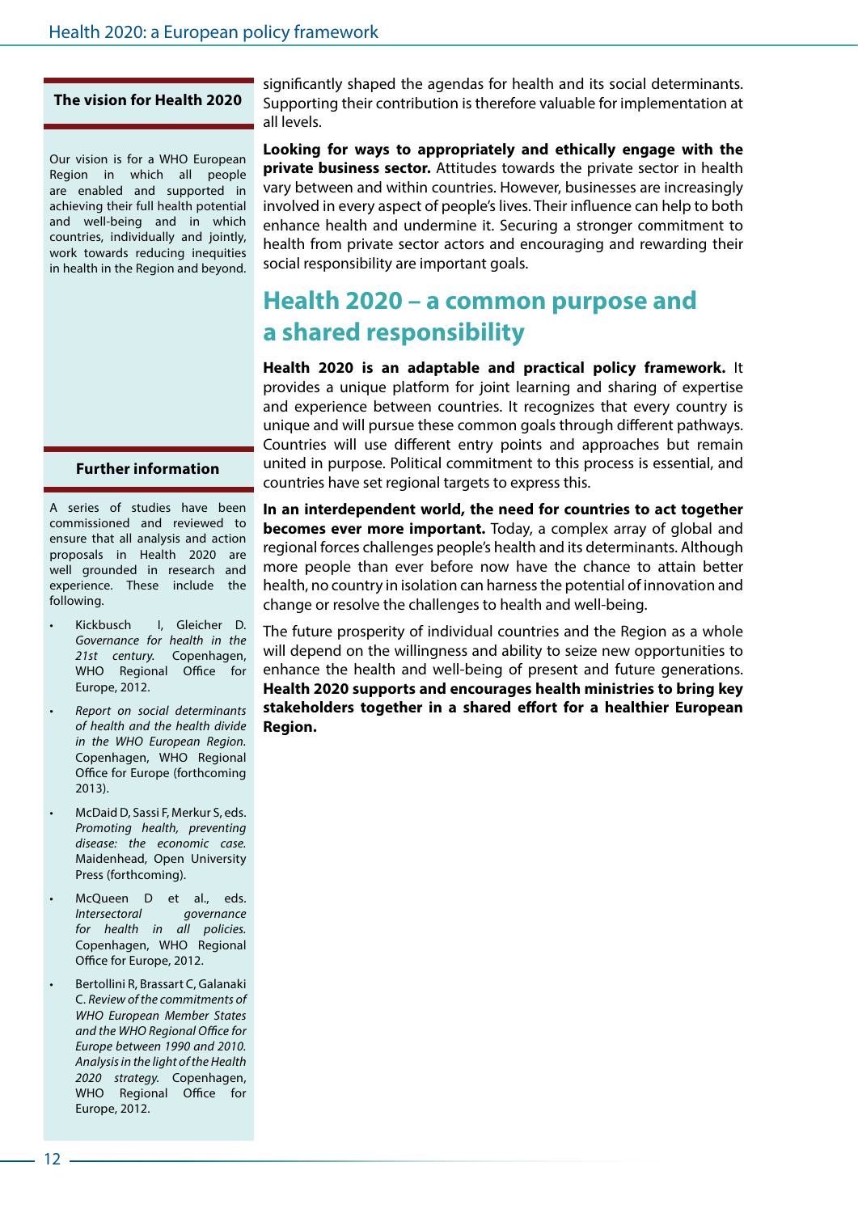### The vision for Health 2020

Our vision is for a WHO European Region in which all people are enabled and supported in achieving their full health potential and well-being and in which countries, individually and jointly, work towards reducing inequities in health in the Region and beyond.

### Further information

A series of studies have been commissioned and reviewed to ensure that all analysis and action proposals in Health 2020 are well grounded in research and experience. These include the following.

- Kickbusch I, Gleicher D. *Governance for health in the 21st century.* Copenhagen, WHO Regional Office for Europe, 2012.
- *Report on social determinants of health and the health divide in the WHO European Region.* Copenhagen, WHO Regional Office for Europe (forthcoming 2013).
- McDaid D, Sassi F, Merkur S, eds. *Promoting health, preventing disease: the economic case.* Maidenhead, Open University Press (forthcoming).
- McQueen D et al., eds. *Intersectoral governance for health in all policies.* Copenhagen, WHO Regional Office for Europe, 2012.
- Bertollini R, Brassart C, Galanaki C. *Review of the commitments of WHO European Member States and the WHO Regional Office for Europe between 1990 and 2010. Analysis in the light of the Health 2020 strategy.* Copenhagen, WHO Regional Office for Europe, 2012.

significantly shaped the agendas for health and its social determinants. Supporting their contribution is therefore valuable for implementation at all levels.

**Looking for ways to appropriately and ethically engage with the private business sector.** Attitudes towards the private sector in health vary between and within countries. However, businesses are increasingly involved in every aspect of people's lives. Their influence can help to both enhance health and undermine it. Securing a stronger commitment to health from private sector actors and encouraging and rewarding their social responsibility are important goals.

## Health 2020 – a common purpose and a shared responsibility

**Health 2020 is an adaptable and practical policy framework.** It provides a unique platform for joint learning and sharing of expertise and experience between countries. It recognizes that every country is unique and will pursue these common goals through different pathways. Countries will use different entry points and approaches but remain united in purpose. Political commitment to this process is essential, and countries have set regional targets to express this.

**In an interdependent world, the need for countries to act together becomes ever more important.** Today, a complex array of global and regional forces challenges people's health and its determinants. Although more people than ever before now have the chance to attain better health, no country in isolation can harness the potential of innovation and change or resolve the challenges to health and well-being.

The future prosperity of individual countries and the Region as a whole will depend on the willingness and ability to seize new opportunities to enhance the health and well-being of present and future generations. **Health 2020 supports and encourages health ministries to bring key stakeholders together in a shared effort for a healthier European Region.**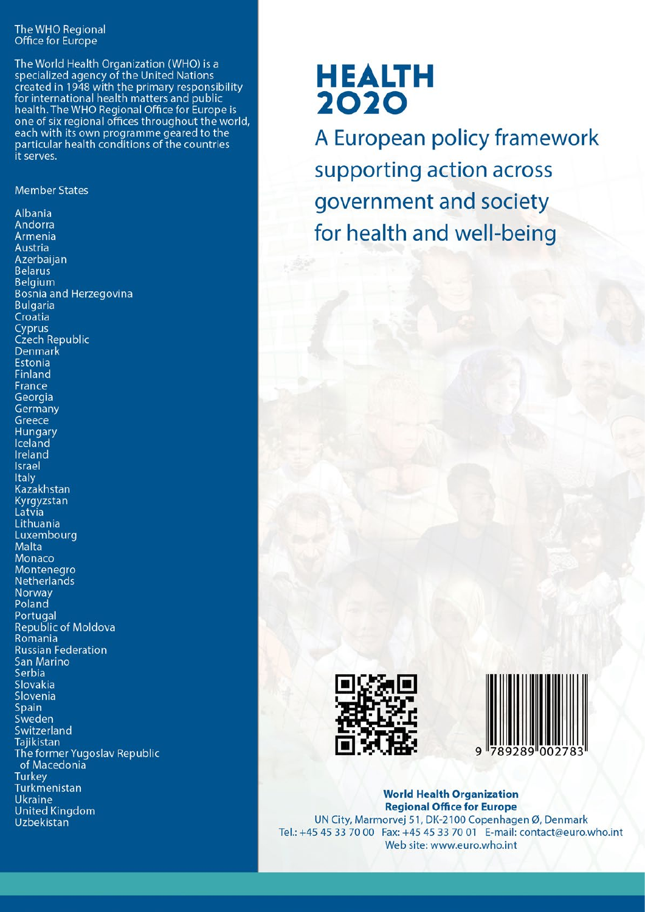The WHO Regional Office for Europe

The World Health Organization (WHO) is a specialized agency of the United Nations created in 1948 with the primary responsibility for international health matters and public health. The WHO Regional Office for Europe is one of six regional offices throughout the world, each with its own programme geared to the particular health conditions of the countries it serves.

Member States

Albania
Andorra
Armenia
Austria
Azerbaijan
Belarus
Belgium
Bosnia and Herzegovina
Bulgaria
Croatia
Cyprus
Czech Republic
Denmark
Estonia
Finland
France
Georgia
Germany
Greece
Hungary
Iceland
Ireland
Israel
Italy
Kazakhstan
Kyrgyzstan
Latvia
Lithuania
Luxembourg
Malta
Monaco
Montenegro
Netherlands
Norway
Poland
Portugal
Republic of Moldova
Romania
Russian Federation
San Marino
Serbia
Slovakia
Slovenia
Spain
Sweden
Switzerland
Tajikistan
The former Yugoslav Republic of Macedonia
Turkey
Turkmenistan
Ukraine
United Kingdom
Uzbekistan

# HEALTH 2020

## A European policy framework supporting action across government and society for health and well-being

9 789289 002783

**World Health Organization**
**Regional Office for Europe**

UN City, Marmorvej 51, DK-2100 Copenhagen Ø, Denmark
Tel.: +45 45 33 70 00 Fax: +45 45 33 70 01 E-mail: contact@euro.who.int
Web site: www.euro.who.int